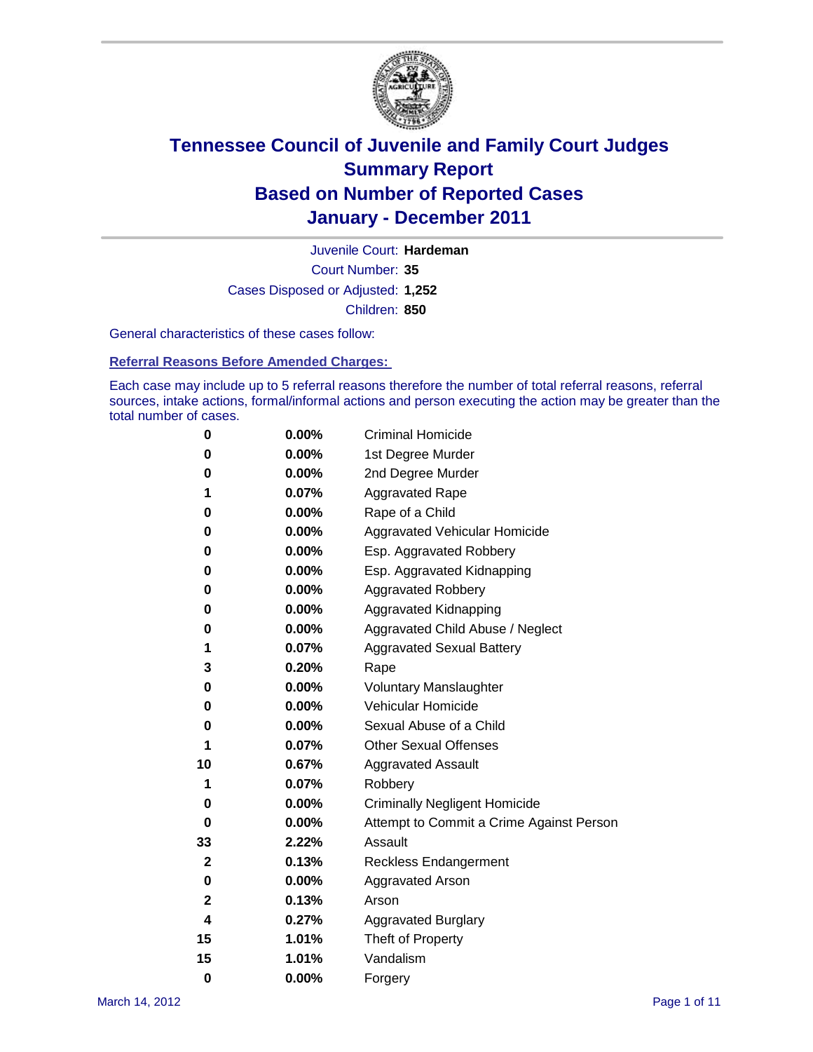# Tennessee Council of Juvenile and Family Court Judges
# Summary Report
# Based on Number of Reported Cases
# January - December 2011

Juvenile Court: **Hardeman**

Court Number: **35**

Cases Disposed or Adjusted: **1,252**

Children: **850**

General characteristics of these cases follow:

## Referral Reasons Before Amended Charges:

Each case may include up to 5 referral reasons therefore the number of total referral reasons, referral sources, intake actions, formal/informal actions and person executing the action may be greater than the total number of cases.

| | | |
|---|---|---|
| 0 | 0.00% | Criminal Homicide |
| 0 | 0.00% | 1st Degree Murder |
| 0 | 0.00% | 2nd Degree Murder |
| 1 | 0.07% | Aggravated Rape |
| 0 | 0.00% | Rape of a Child |
| 0 | 0.00% | Aggravated Vehicular Homicide |
| 0 | 0.00% | Esp. Aggravated Robbery |
| 0 | 0.00% | Esp. Aggravated Kidnapping |
| 0 | 0.00% | Aggravated Robbery |
| 0 | 0.00% | Aggravated Kidnapping |
| 0 | 0.00% | Aggravated Child Abuse / Neglect |
| 1 | 0.07% | Aggravated Sexual Battery |
| 3 | 0.20% | Rape |
| 0 | 0.00% | Voluntary Manslaughter |
| 0 | 0.00% | Vehicular Homicide |
| 0 | 0.00% | Sexual Abuse of a Child |
| 1 | 0.07% | Other Sexual Offenses |
| 10 | 0.67% | Aggravated Assault |
| 1 | 0.07% | Robbery |
| 0 | 0.00% | Criminally Negligent Homicide |
| 0 | 0.00% | Attempt to Commit a Crime Against Person |
| 33 | 2.22% | Assault |
| 2 | 0.13% | Reckless Endangerment |
| 0 | 0.00% | Aggravated Arson |
| 2 | 0.13% | Arson |
| 4 | 0.27% | Aggravated Burglary |
| 15 | 1.01% | Theft of Property |
| 15 | 1.01% | Vandalism |
| 0 | 0.00% | Forgery |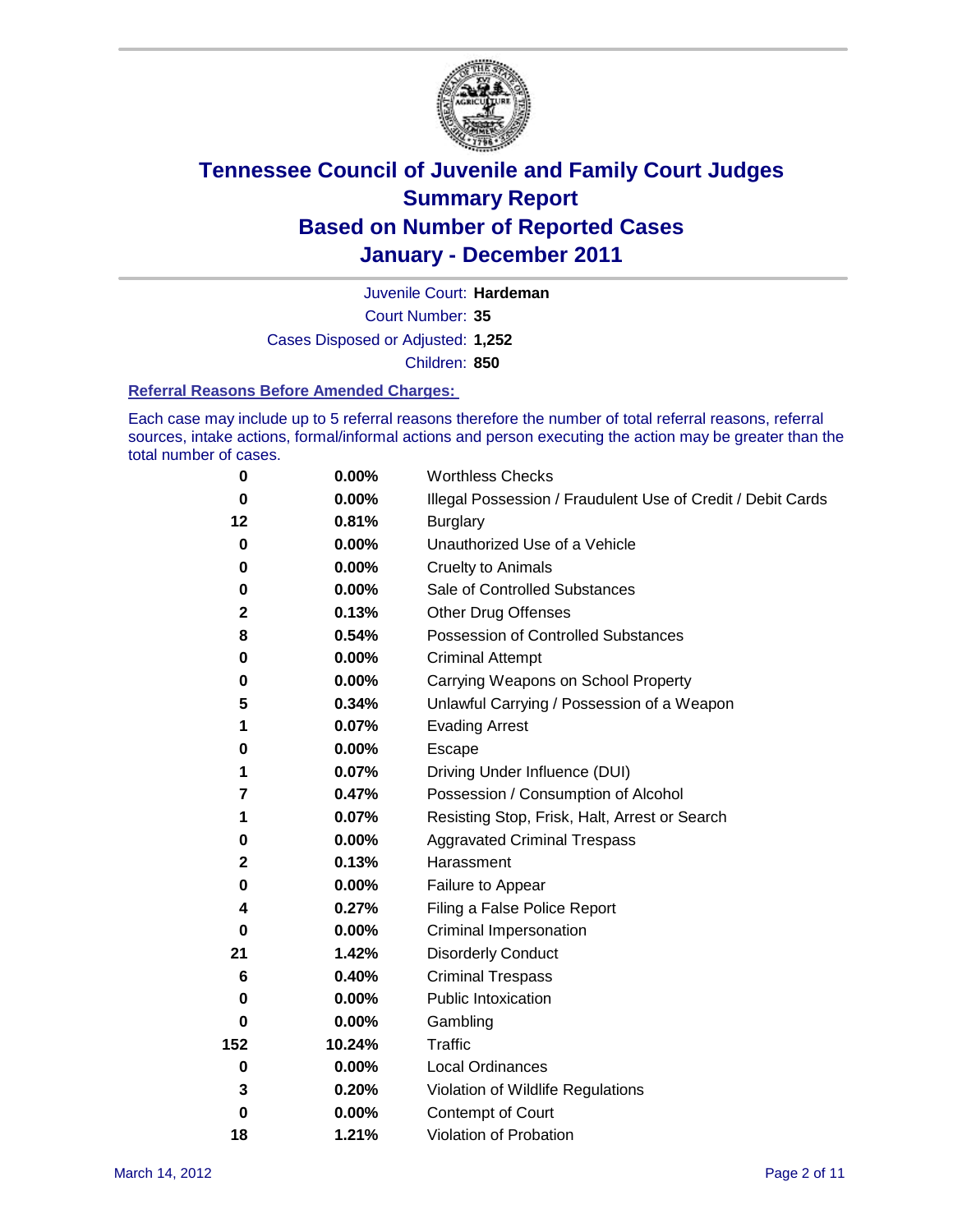# Tennessee Council of Juvenile and Family Court Judges
## Summary Report
## Based on Number of Reported Cases
## January - December 2011

Juvenile Court: **Hardeman**

Court Number: **35**

Cases Disposed or Adjusted: **1,252**

Children: **850**

### Referral Reasons Before Amended Charges:

Each case may include up to 5 referral reasons therefore the number of total referral reasons, referral sources, intake actions, formal/informal actions and person executing the action may be greater than the total number of cases.

| | | |
|---|---|---|
| 0 | 0.00% | Worthless Checks |
| 0 | 0.00% | Illegal Possession / Fraudulent Use of Credit / Debit Cards |
| 12 | 0.81% | Burglary |
| 0 | 0.00% | Unauthorized Use of a Vehicle |
| 0 | 0.00% | Cruelty to Animals |
| 0 | 0.00% | Sale of Controlled Substances |
| 2 | 0.13% | Other Drug Offenses |
| 8 | 0.54% | Possession of Controlled Substances |
| 0 | 0.00% | Criminal Attempt |
| 0 | 0.00% | Carrying Weapons on School Property |
| 5 | 0.34% | Unlawful Carrying / Possession of a Weapon |
| 1 | 0.07% | Evading Arrest |
| 0 | 0.00% | Escape |
| 1 | 0.07% | Driving Under Influence (DUI) |
| 7 | 0.47% | Possession / Consumption of Alcohol |
| 1 | 0.07% | Resisting Stop, Frisk, Halt, Arrest or Search |
| 0 | 0.00% | Aggravated Criminal Trespass |
| 2 | 0.13% | Harassment |
| 0 | 0.00% | Failure to Appear |
| 4 | 0.27% | Filing a False Police Report |
| 0 | 0.00% | Criminal Impersonation |
| 21 | 1.42% | Disorderly Conduct |
| 6 | 0.40% | Criminal Trespass |
| 0 | 0.00% | Public Intoxication |
| 0 | 0.00% | Gambling |
| 152 | 10.24% | Traffic |
| 0 | 0.00% | Local Ordinances |
| 3 | 0.20% | Violation of Wildlife Regulations |
| 0 | 0.00% | Contempt of Court |
| 18 | 1.21% | Violation of Probation |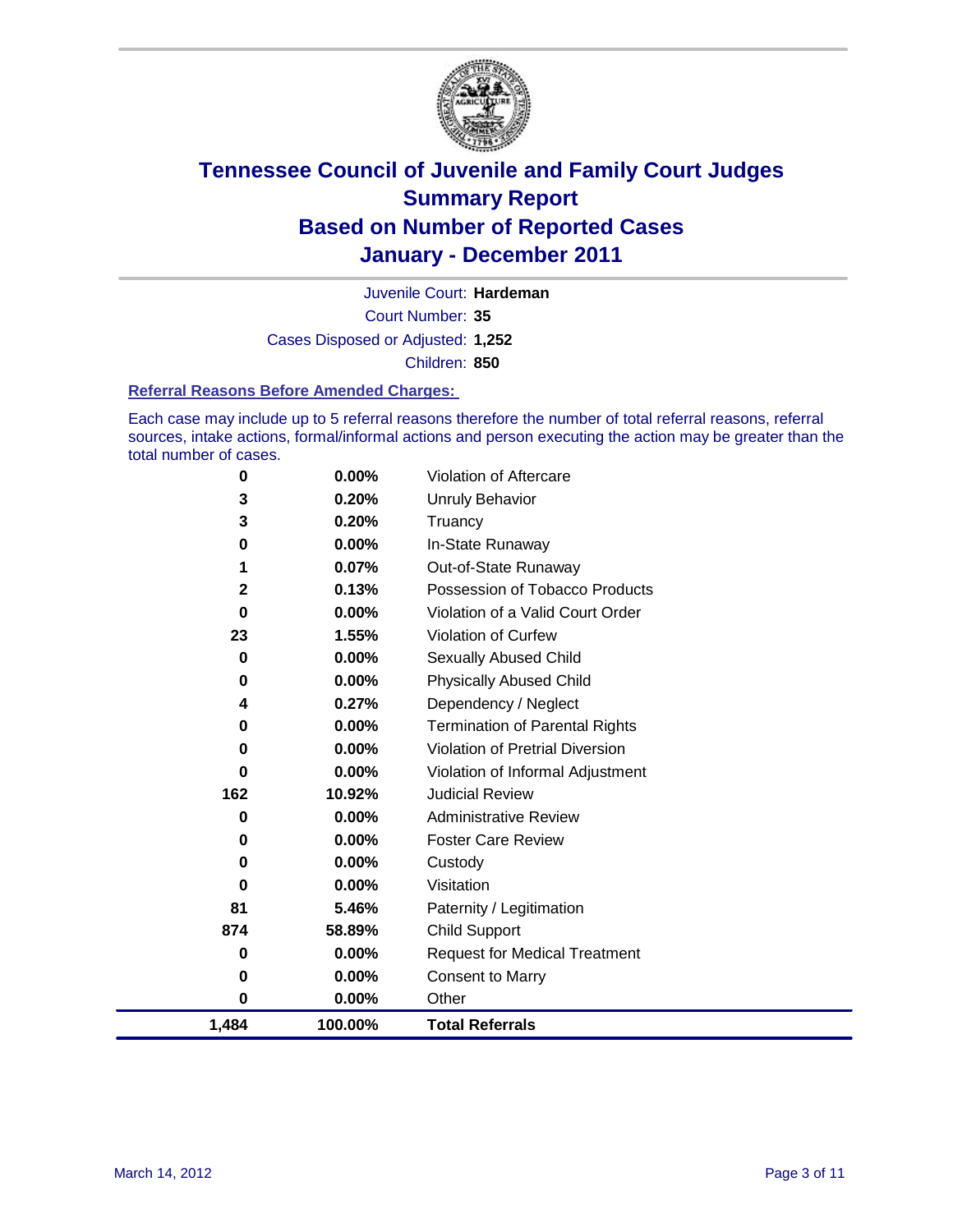# Tennessee Council of Juvenile and Family Court Judges
## Summary Report
## Based on Number of Reported Cases
## January - December 2011

Juvenile Court: **Hardeman**

Court Number: **35**

Cases Disposed or Adjusted: **1,252**

Children: **850**

### Referral Reasons Before Amended Charges:

Each case may include up to 5 referral reasons therefore the number of total referral reasons, referral sources, intake actions, formal/informal actions and person executing the action may be greater than the total number of cases.

| | | |
|---|---|---|
| 0 | 0.00% | Violation of Aftercare |
| 3 | 0.20% | Unruly Behavior |
| 3 | 0.20% | Truancy |
| 0 | 0.00% | In-State Runaway |
| 1 | 0.07% | Out-of-State Runaway |
| 2 | 0.13% | Possession of Tobacco Products |
| 0 | 0.00% | Violation of a Valid Court Order |
| 23 | 1.55% | Violation of Curfew |
| 0 | 0.00% | Sexually Abused Child |
| 0 | 0.00% | Physically Abused Child |
| 4 | 0.27% | Dependency / Neglect |
| 0 | 0.00% | Termination of Parental Rights |
| 0 | 0.00% | Violation of Pretrial Diversion |
| 0 | 0.00% | Violation of Informal Adjustment |
| 162 | 10.92% | Judicial Review |
| 0 | 0.00% | Administrative Review |
| 0 | 0.00% | Foster Care Review |
| 0 | 0.00% | Custody |
| 0 | 0.00% | Visitation |
| 81 | 5.46% | Paternity / Legitimation |
| 874 | 58.89% | Child Support |
| 0 | 0.00% | Request for Medical Treatment |
| 0 | 0.00% | Consent to Marry |
| 0 | 0.00% | Other |
| **1,484** | **100.00%** | **Total Referrals** |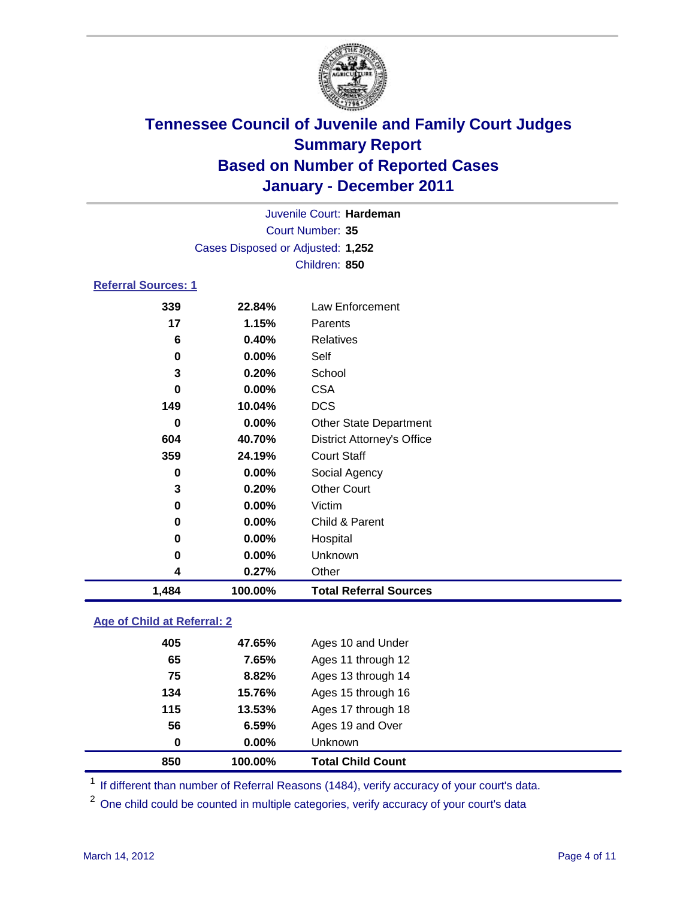# Tennessee Council of Juvenile and Family Court Judges
## Summary Report
## Based on Number of Reported Cases
## January - December 2011

Juvenile Court: **Hardeman**

Court Number: **35**

Cases Disposed or Adjusted: **1,252**

Children: **850**

### Referral Sources: 1

| | | |
|---|---|---|
| 339 | 22.84% | Law Enforcement |
| 17 | 1.15% | Parents |
| 6 | 0.40% | Relatives |
| 0 | 0.00% | Self |
| 3 | 0.20% | School |
| 0 | 0.00% | CSA |
| 149 | 10.04% | DCS |
| 0 | 0.00% | Other State Department |
| 604 | 40.70% | District Attorney's Office |
| 359 | 24.19% | Court Staff |
| 0 | 0.00% | Social Agency |
| 3 | 0.20% | Other Court |
| 0 | 0.00% | Victim |
| 0 | 0.00% | Child & Parent |
| 0 | 0.00% | Hospital |
| 0 | 0.00% | Unknown |
| 4 | 0.27% | Other |
| **1,484** | **100.00%** | **Total Referral Sources** |

### Age of Child at Referral: 2

| | | |
|---|---|---|
| 405 | 47.65% | Ages 10 and Under |
| 65 | 7.65% | Ages 11 through 12 |
| 75 | 8.82% | Ages 13 through 14 |
| 134 | 15.76% | Ages 15 through 16 |
| 115 | 13.53% | Ages 17 through 18 |
| 56 | 6.59% | Ages 19 and Over |
| 0 | 0.00% | Unknown |
| **850** | **100.00%** | **Total Child Count** |

[1] If different than number of Referral Reasons (1484), verify accuracy of your court's data.

[2] One child could be counted in multiple categories, verify accuracy of your court's data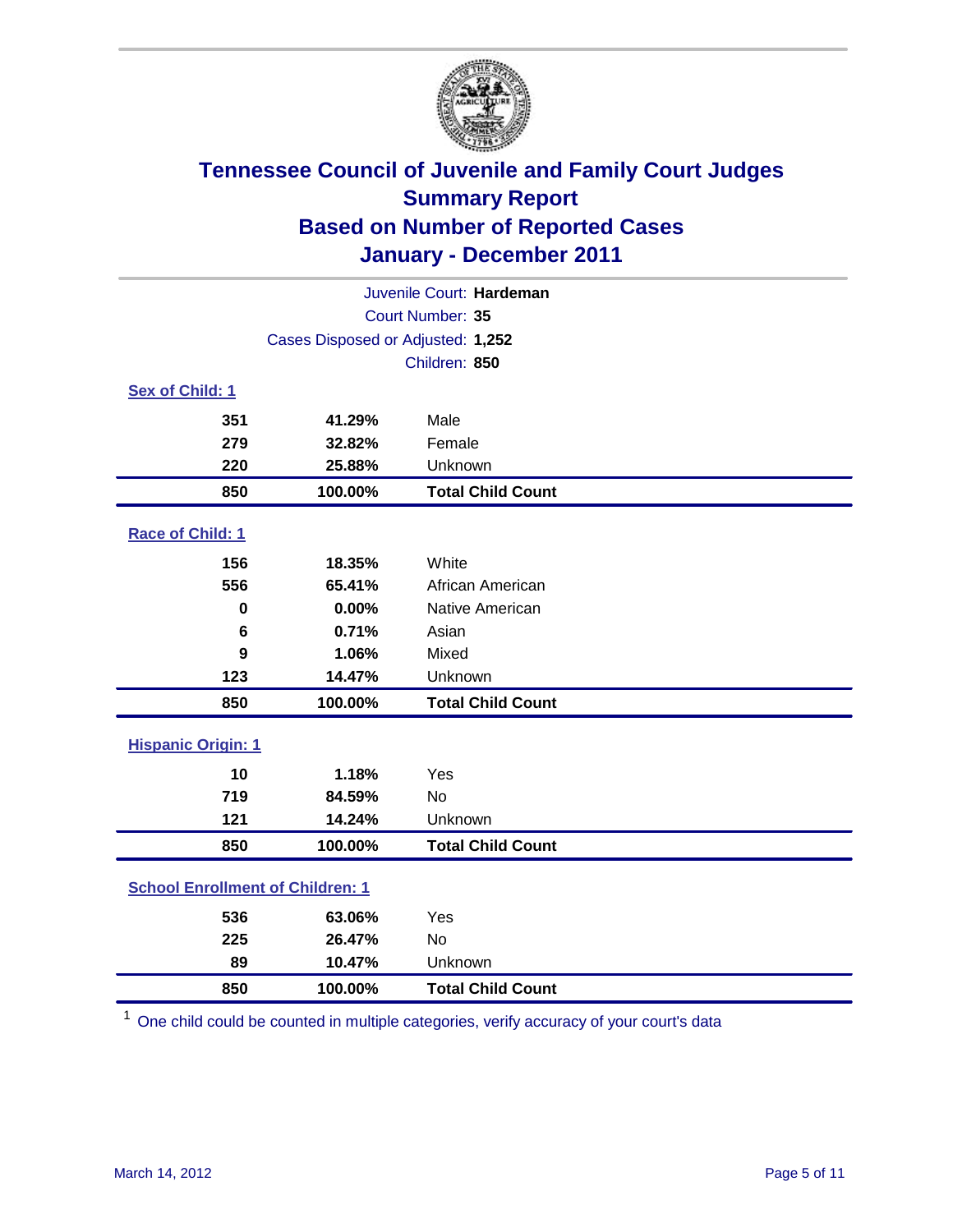# Tennessee Council of Juvenile and Family Court Judges
## Summary Report
## Based on Number of Reported Cases
## January - December 2011

Juvenile Court: **Hardeman**

Court Number: **35**

Cases Disposed or Adjusted: **1,252**

Children: **850**

### Sex of Child: 1

| Count | Percent | Category |
|---|---|---|
| 351 | 41.29% | Male |
| 279 | 32.82% | Female |
| 220 | 25.88% | Unknown |
| **850** | **100.00%** | **Total Child Count** |

### Race of Child: 1

| Count | Percent | Category |
|---|---|---|
| 156 | 18.35% | White |
| 556 | 65.41% | African American |
| 0 | 0.00% | Native American |
| 6 | 0.71% | Asian |
| 9 | 1.06% | Mixed |
| 123 | 14.47% | Unknown |
| **850** | **100.00%** | **Total Child Count** |

### Hispanic Origin: 1

| Count | Percent | Category |
|---|---|---|
| 10 | 1.18% | Yes |
| 719 | 84.59% | No |
| 121 | 14.24% | Unknown |
| **850** | **100.00%** | **Total Child Count** |

### School Enrollment of Children: 1

| Count | Percent | Category |
|---|---|---|
| 536 | 63.06% | Yes |
| 225 | 26.47% | No |
| 89 | 10.47% | Unknown |
| **850** | **100.00%** | **Total Child Count** |

[1] One child could be counted in multiple categories, verify accuracy of your court's data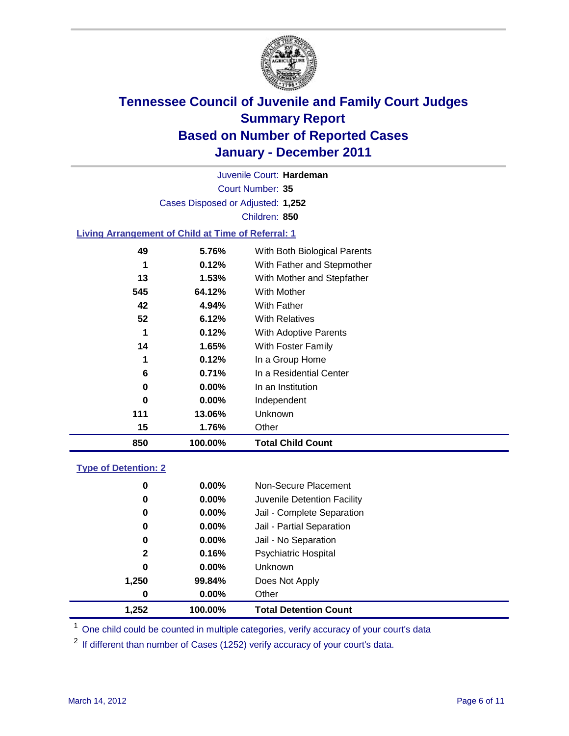# Tennessee Council of Juvenile and Family Court Judges
## Summary Report
## Based on Number of Reported Cases
## January - December 2011

Juvenile Court: **Hardeman**

Court Number: **35**

Cases Disposed or Adjusted: **1,252**

Children: **850**

### Living Arrangement of Child at Time of Referral: 1

| Count | Percent | Category |
|---|---|---|
| 49 | 5.76% | With Both Biological Parents |
| 1 | 0.12% | With Father and Stepmother |
| 13 | 1.53% | With Mother and Stepfather |
| 545 | 64.12% | With Mother |
| 42 | 4.94% | With Father |
| 52 | 6.12% | With Relatives |
| 1 | 0.12% | With Adoptive Parents |
| 14 | 1.65% | With Foster Family |
| 1 | 0.12% | In a Group Home |
| 6 | 0.71% | In a Residential Center |
| 0 | 0.00% | In an Institution |
| 0 | 0.00% | Independent |
| 111 | 13.06% | Unknown |
| 15 | 1.76% | Other |
| **850** | **100.00%** | **Total Child Count** |

### Type of Detention: 2

| Count | Percent | Category |
|---|---|---|
| 0 | 0.00% | Non-Secure Placement |
| 0 | 0.00% | Juvenile Detention Facility |
| 0 | 0.00% | Jail - Complete Separation |
| 0 | 0.00% | Jail - Partial Separation |
| 0 | 0.00% | Jail - No Separation |
| 2 | 0.16% | Psychiatric Hospital |
| 0 | 0.00% | Unknown |
| 1,250 | 99.84% | Does Not Apply |
| 0 | 0.00% | Other |
| **1,252** | **100.00%** | **Total Detention Count** |

[1] One child could be counted in multiple categories, verify accuracy of your court's data

[2] If different than number of Cases (1252) verify accuracy of your court's data.

March 14, 2012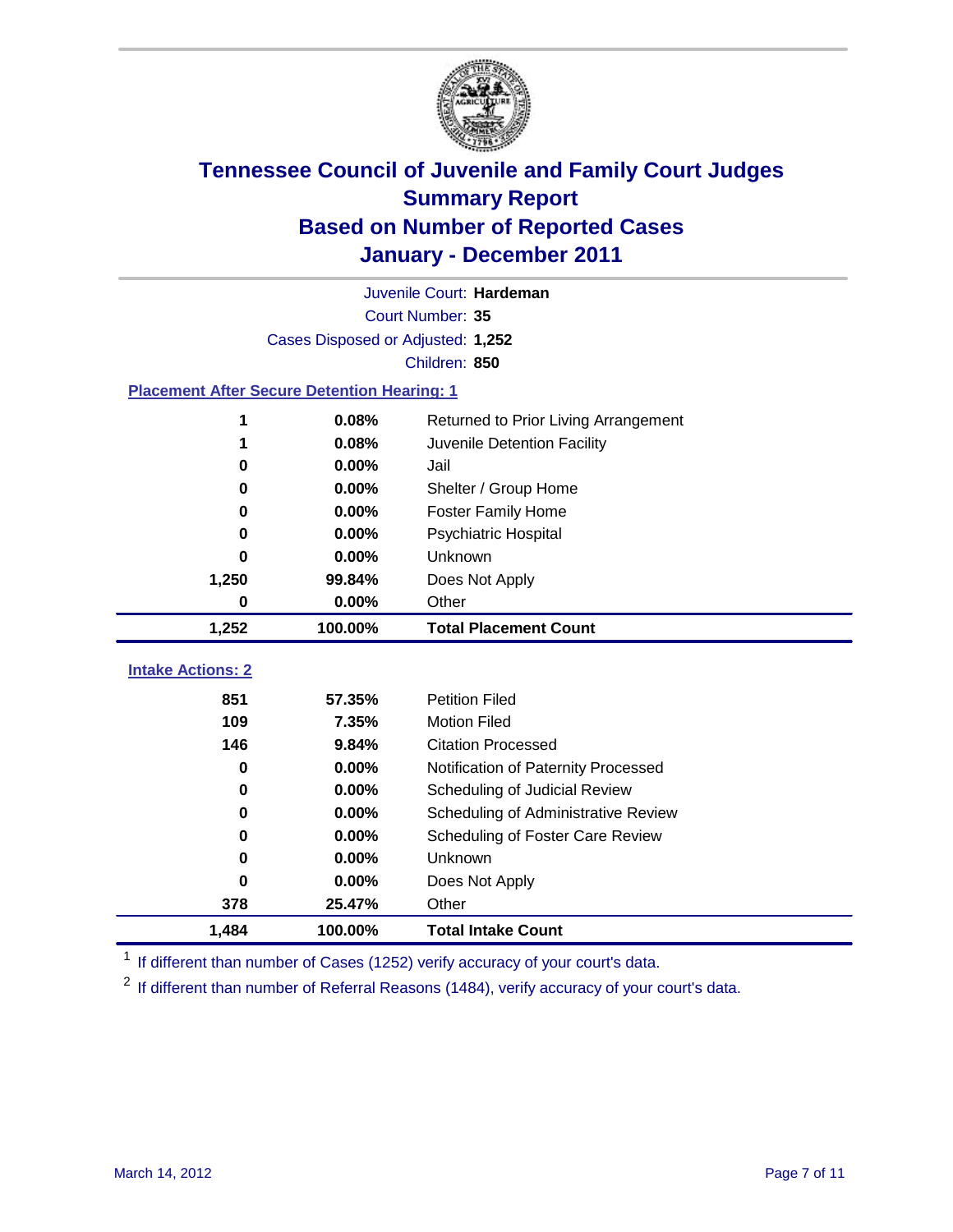# Tennessee Council of Juvenile and Family Court Judges
## Summary Report
## Based on Number of Reported Cases
## January - December 2011

Juvenile Court: **Hardeman**

Court Number: **35**

Cases Disposed or Adjusted: **1,252**

Children: **850**

### Placement After Secure Detention Hearing: 1

| | | |
|---|---|---|
| 1 | 0.08% | Returned to Prior Living Arrangement |
| 1 | 0.08% | Juvenile Detention Facility |
| 0 | 0.00% | Jail |
| 0 | 0.00% | Shelter / Group Home |
| 0 | 0.00% | Foster Family Home |
| 0 | 0.00% | Psychiatric Hospital |
| 0 | 0.00% | Unknown |
| 1,250 | 99.84% | Does Not Apply |
| 0 | 0.00% | Other |
| **1,252** | **100.00%** | **Total Placement Count** |

### Intake Actions: 2

| | | |
|---|---|---|
| 851 | 57.35% | Petition Filed |
| 109 | 7.35% | Motion Filed |
| 146 | 9.84% | Citation Processed |
| 0 | 0.00% | Notification of Paternity Processed |
| 0 | 0.00% | Scheduling of Judicial Review |
| 0 | 0.00% | Scheduling of Administrative Review |
| 0 | 0.00% | Scheduling of Foster Care Review |
| 0 | 0.00% | Unknown |
| 0 | 0.00% | Does Not Apply |
| 378 | 25.47% | Other |
| **1,484** | **100.00%** | **Total Intake Count** |

[1] If different than number of Cases (1252) verify accuracy of your court's data.

[2] If different than number of Referral Reasons (1484), verify accuracy of your court's data.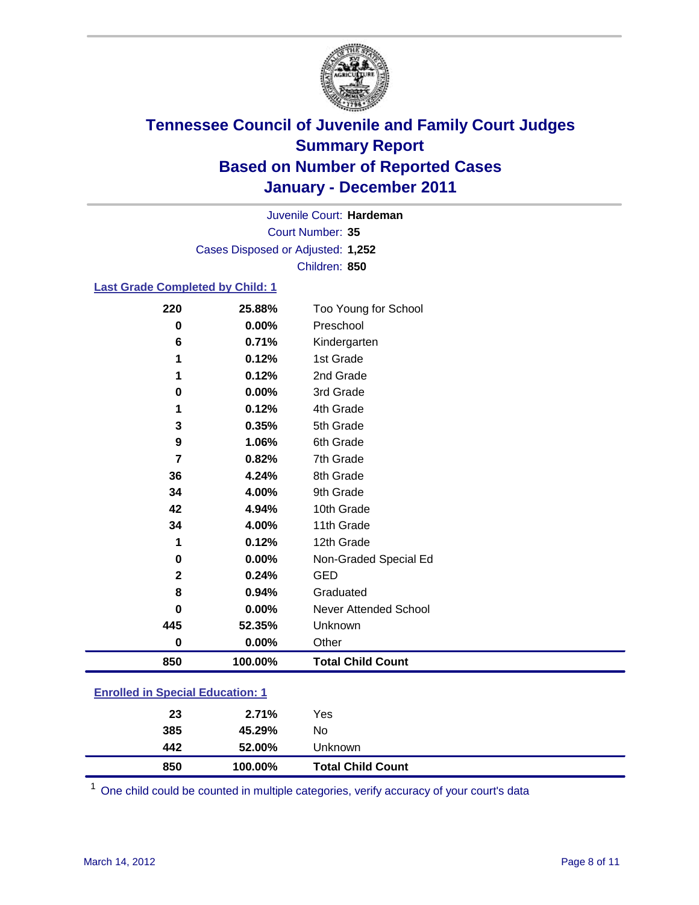# Tennessee Council of Juvenile and Family Court Judges
## Summary Report
## Based on Number of Reported Cases
## January - December 2011

Juvenile Court: **Hardeman**
Court Number: **35**
Cases Disposed or Adjusted: **1,252**
Children: **850**

### Last Grade Completed by Child: 1

| Count | Percent | Category |
|---|---|---|
| 220 | 25.88% | Too Young for School |
| 0 | 0.00% | Preschool |
| 6 | 0.71% | Kindergarten |
| 1 | 0.12% | 1st Grade |
| 1 | 0.12% | 2nd Grade |
| 0 | 0.00% | 3rd Grade |
| 1 | 0.12% | 4th Grade |
| 3 | 0.35% | 5th Grade |
| 9 | 1.06% | 6th Grade |
| 7 | 0.82% | 7th Grade |
| 36 | 4.24% | 8th Grade |
| 34 | 4.00% | 9th Grade |
| 42 | 4.94% | 10th Grade |
| 34 | 4.00% | 11th Grade |
| 1 | 0.12% | 12th Grade |
| 0 | 0.00% | Non-Graded Special Ed |
| 2 | 0.24% | GED |
| 8 | 0.94% | Graduated |
| 0 | 0.00% | Never Attended School |
| 445 | 52.35% | Unknown |
| 0 | 0.00% | Other |
| **850** | **100.00%** | **Total Child Count** |

### Enrolled in Special Education: 1

| Count | Percent | Category |
|---|---|---|
| 23 | 2.71% | Yes |
| 385 | 45.29% | No |
| 442 | 52.00% | Unknown |
| **850** | **100.00%** | **Total Child Count** |

[1] One child could be counted in multiple categories, verify accuracy of your court's data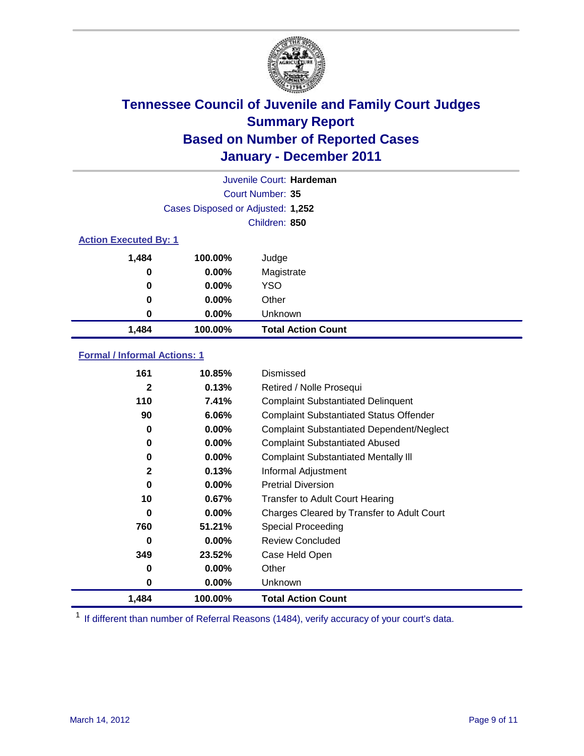# Tennessee Council of Juvenile and Family Court Judges
## Summary Report
## Based on Number of Reported Cases
## January - December 2011

Juvenile Court: **Hardeman**

Court Number: **35**

Cases Disposed or Adjusted: **1,252**

Children: **850**

### Action Executed By: 1

| | | |
|---|---|---|
| 1,484 | 100.00% | Judge |
| 0 | 0.00% | Magistrate |
| 0 | 0.00% | YSO |
| 0 | 0.00% | Other |
| 0 | 0.00% | Unknown |
| **1,484** | **100.00%** | **Total Action Count** |

### Formal / Informal Actions: 1

| | | |
|---|---|---|
| 161 | 10.85% | Dismissed |
| 2 | 0.13% | Retired / Nolle Prosequi |
| 110 | 7.41% | Complaint Substantiated Delinquent |
| 90 | 6.06% | Complaint Substantiated Status Offender |
| 0 | 0.00% | Complaint Substantiated Dependent/Neglect |
| 0 | 0.00% | Complaint Substantiated Abused |
| 0 | 0.00% | Complaint Substantiated Mentally Ill |
| 2 | 0.13% | Informal Adjustment |
| 0 | 0.00% | Pretrial Diversion |
| 10 | 0.67% | Transfer to Adult Court Hearing |
| 0 | 0.00% | Charges Cleared by Transfer to Adult Court |
| 760 | 51.21% | Special Proceeding |
| 0 | 0.00% | Review Concluded |
| 349 | 23.52% | Case Held Open |
| 0 | 0.00% | Other |
| 0 | 0.00% | Unknown |
| **1,484** | **100.00%** | **Total Action Count** |

[1] If different than number of Referral Reasons (1484), verify accuracy of your court's data.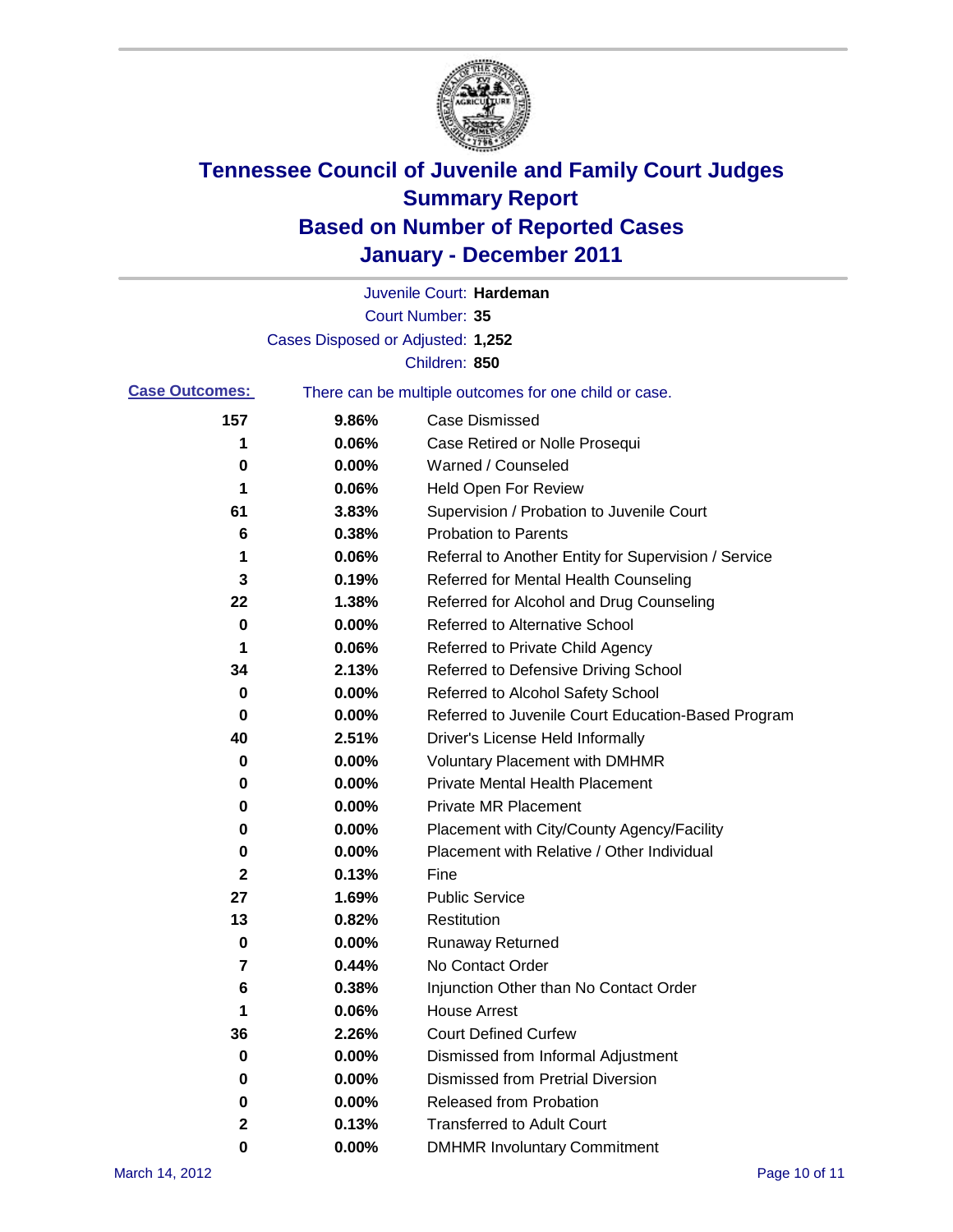# Tennessee Council of Juvenile and Family Court Judges
## Summary Report
## Based on Number of Reported Cases
## January - December 2011

Juvenile Court: **Hardeman**

Court Number: **35**

Cases Disposed or Adjusted: **1,252**

Children: **850**

**Case Outcomes:** There can be multiple outcomes for one child or case.

| Count | Percent | Outcome |
|---|---|---|
| 157 | 9.86% | Case Dismissed |
| 1 | 0.06% | Case Retired or Nolle Prosequi |
| 0 | 0.00% | Warned / Counseled |
| 1 | 0.06% | Held Open For Review |
| 61 | 3.83% | Supervision / Probation to Juvenile Court |
| 6 | 0.38% | Probation to Parents |
| 1 | 0.06% | Referral to Another Entity for Supervision / Service |
| 3 | 0.19% | Referred for Mental Health Counseling |
| 22 | 1.38% | Referred for Alcohol and Drug Counseling |
| 0 | 0.00% | Referred to Alternative School |
| 1 | 0.06% | Referred to Private Child Agency |
| 34 | 2.13% | Referred to Defensive Driving School |
| 0 | 0.00% | Referred to Alcohol Safety School |
| 0 | 0.00% | Referred to Juvenile Court Education-Based Program |
| 40 | 2.51% | Driver's License Held Informally |
| 0 | 0.00% | Voluntary Placement with DMHMR |
| 0 | 0.00% | Private Mental Health Placement |
| 0 | 0.00% | Private MR Placement |
| 0 | 0.00% | Placement with City/County Agency/Facility |
| 0 | 0.00% | Placement with Relative / Other Individual |
| 2 | 0.13% | Fine |
| 27 | 1.69% | Public Service |
| 13 | 0.82% | Restitution |
| 0 | 0.00% | Runaway Returned |
| 7 | 0.44% | No Contact Order |
| 6 | 0.38% | Injunction Other than No Contact Order |
| 1 | 0.06% | House Arrest |
| 36 | 2.26% | Court Defined Curfew |
| 0 | 0.00% | Dismissed from Informal Adjustment |
| 0 | 0.00% | Dismissed from Pretrial Diversion |
| 0 | 0.00% | Released from Probation |
| 2 | 0.13% | Transferred to Adult Court |
| 0 | 0.00% | DMHMR Involuntary Commitment |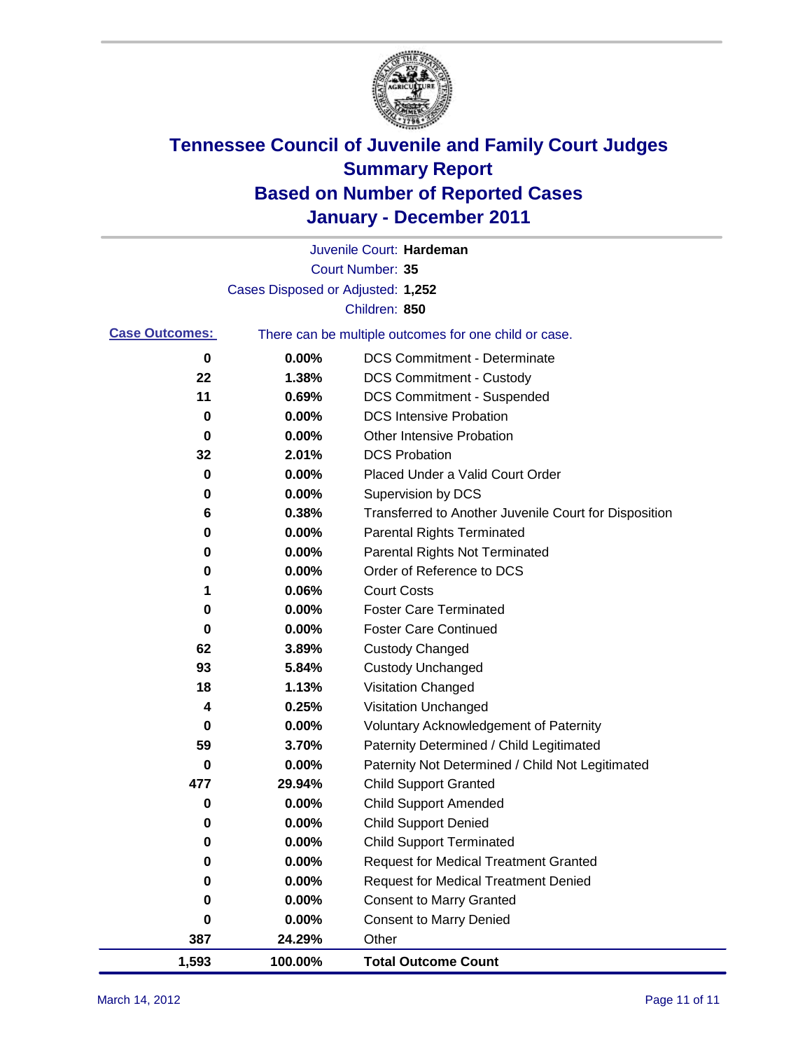# Tennessee Council of Juvenile and Family Court Judges
# Summary Report
# Based on Number of Reported Cases
# January - December 2011

Juvenile Court: **Hardeman**

Court Number: **35**

Cases Disposed or Adjusted: **1,252**

Children: **850**

**Case Outcomes:** There can be multiple outcomes for one child or case.

| | | |
|---|---|---|
| 0 | 0.00% | DCS Commitment - Determinate |
| 22 | 1.38% | DCS Commitment - Custody |
| 11 | 0.69% | DCS Commitment - Suspended |
| 0 | 0.00% | DCS Intensive Probation |
| 0 | 0.00% | Other Intensive Probation |
| 32 | 2.01% | DCS Probation |
| 0 | 0.00% | Placed Under a Valid Court Order |
| 0 | 0.00% | Supervision by DCS |
| 6 | 0.38% | Transferred to Another Juvenile Court for Disposition |
| 0 | 0.00% | Parental Rights Terminated |
| 0 | 0.00% | Parental Rights Not Terminated |
| 0 | 0.00% | Order of Reference to DCS |
| 1 | 0.06% | Court Costs |
| 0 | 0.00% | Foster Care Terminated |
| 0 | 0.00% | Foster Care Continued |
| 62 | 3.89% | Custody Changed |
| 93 | 5.84% | Custody Unchanged |
| 18 | 1.13% | Visitation Changed |
| 4 | 0.25% | Visitation Unchanged |
| 0 | 0.00% | Voluntary Acknowledgement of Paternity |
| 59 | 3.70% | Paternity Determined / Child Legitimated |
| 0 | 0.00% | Paternity Not Determined / Child Not Legitimated |
| 477 | 29.94% | Child Support Granted |
| 0 | 0.00% | Child Support Amended |
| 0 | 0.00% | Child Support Denied |
| 0 | 0.00% | Child Support Terminated |
| 0 | 0.00% | Request for Medical Treatment Granted |
| 0 | 0.00% | Request for Medical Treatment Denied |
| 0 | 0.00% | Consent to Marry Granted |
| 0 | 0.00% | Consent to Marry Denied |
| 387 | 24.29% | Other |
| **1,593** | **100.00%** | **Total Outcome Count** |

March 14, 2012